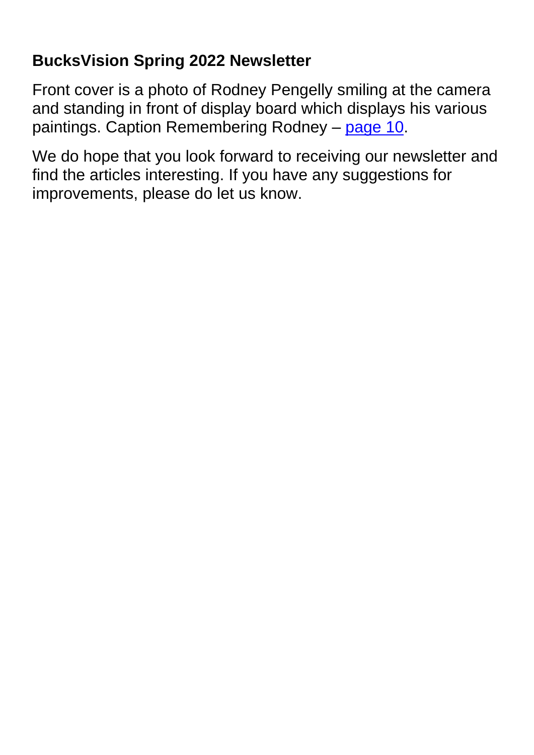# BucksVision Spring 2022 Newsletter

Front cover is a photo of Rodney Pengelly smiling at the camera and standing in front of display board which displays his various paintings. Caption Remembering Rodney – page 10.

We do hope that you look forward to receiving our newsletter and find the articles interesting. If you have any suggestions for improvements, please do let us know.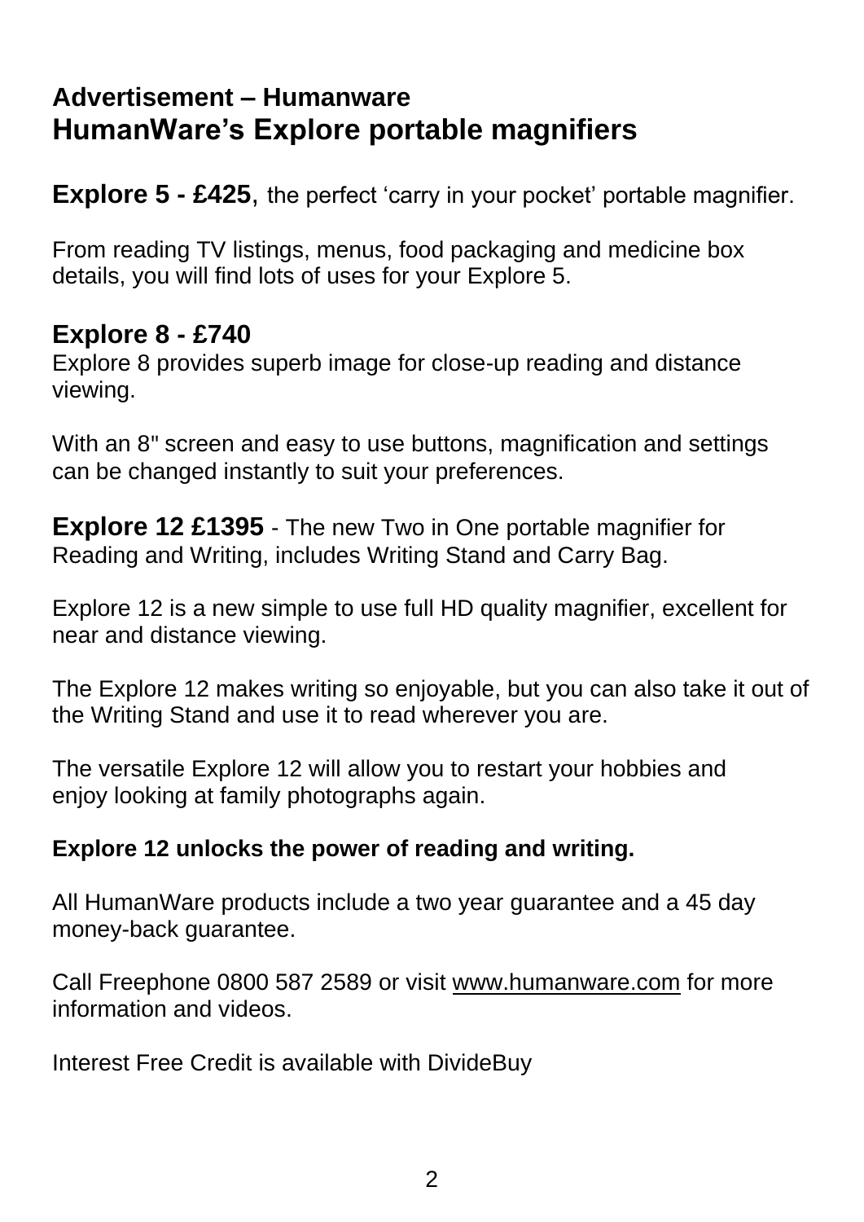### Advertisement – Humanware

## HumanWare's Explore portable magnifiers

**Explore 5 - £425**, the perfect 'carry in your pocket' portable magnifier.

From reading TV listings, menus, food packaging and medicine box details, you will find lots of uses for your Explore 5.

### Explore 8 - £740

Explore 8 provides superb image for close-up reading and distance viewing.

With an 8" screen and easy to use buttons, magnification and settings can be changed instantly to suit your preferences.

**Explore 12 £1395** - The new Two in One portable magnifier for Reading and Writing, includes Writing Stand and Carry Bag.

Explore 12 is a new simple to use full HD quality magnifier, excellent for near and distance viewing.

The Explore 12 makes writing so enjoyable, but you can also take it out of the Writing Stand and use it to read wherever you are.

The versatile Explore 12 will allow you to restart your hobbies and enjoy looking at family photographs again.

**Explore 12 unlocks the power of reading and writing.**

All HumanWare products include a two year guarantee and a 45 day money-back guarantee.

Call Freephone 0800 587 2589 or visit www.humanware.com for more information and videos.

Interest Free Credit is available with DivideBuy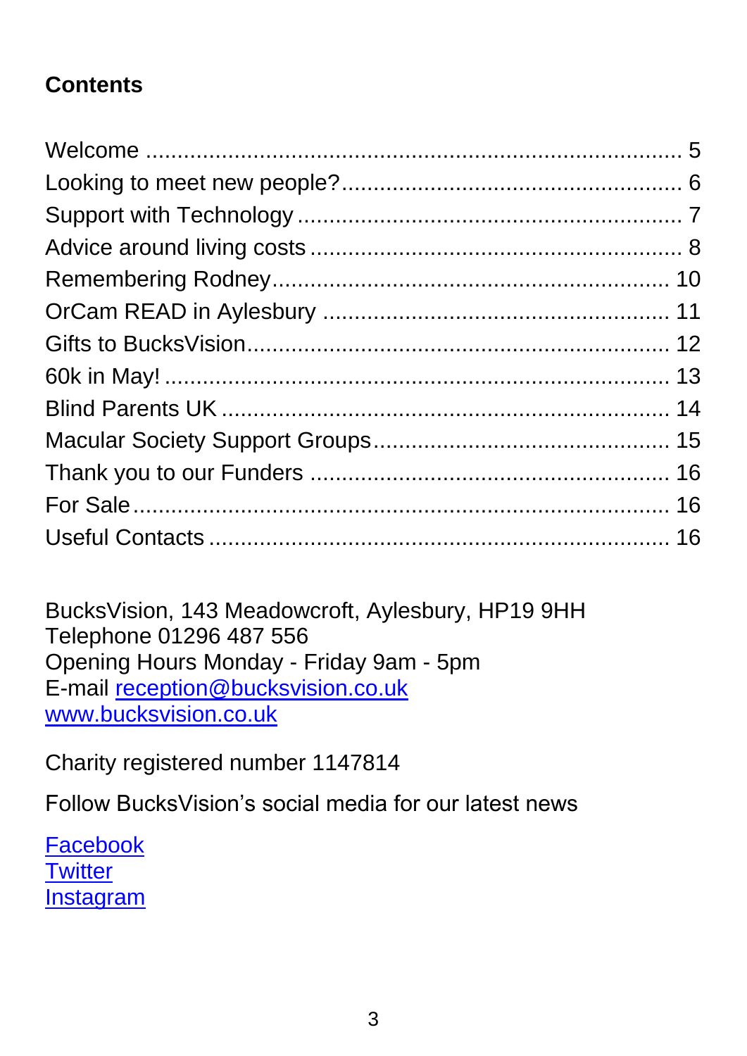## Contents

Welcome ........................................................................ 5
Looking to meet new people?..................................................... 6
Support with Technology ........................................................ 7
Advice around living costs ..................................................... 8
Remembering Rodney............................................................ 10
OrCam READ in Aylesbury ..................................................... 11
Gifts to BucksVision............................................................ 12
60k in May! ..................................................................... 13
Blind Parents UK ................................................................ 14
Macular Society Support Groups.............................................. 15
Thank you to our Funders ..................................................... 16
For Sale.......................................................................... 16
Useful Contacts ................................................................. 16

BucksVision, 143 Meadowcroft, Aylesbury, HP19 9HH
Telephone 01296 487 556
Opening Hours Monday - Friday 9am - 5pm
E-mail reception@bucksvision.co.uk
www.bucksvision.co.uk

Charity registered number 1147814

Follow BucksVision's social media for our latest news

Facebook
Twitter
Instagram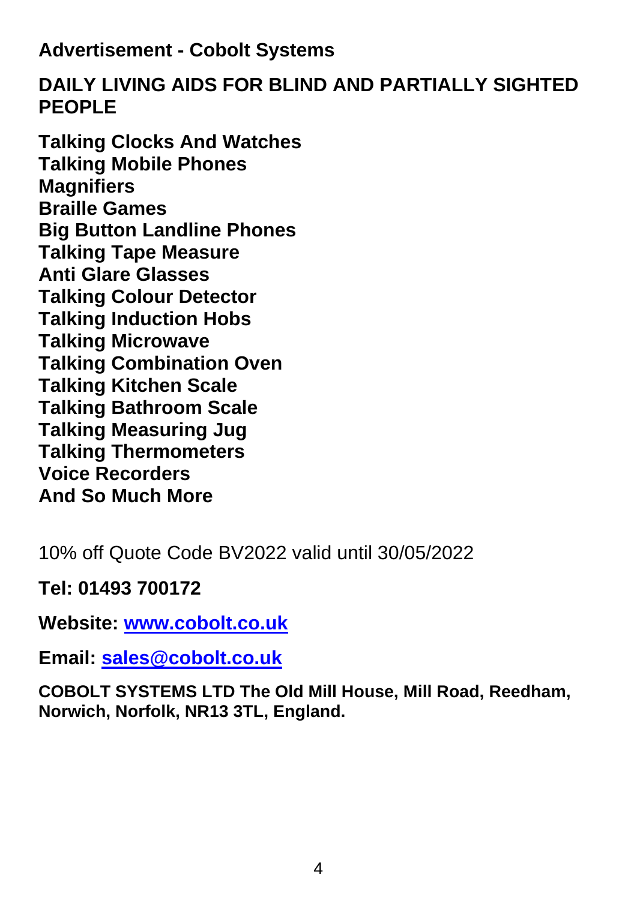**Advertisement - Cobolt Systems**

## DAILY LIVING AIDS FOR BLIND AND PARTIALLY SIGHTED PEOPLE

**Talking Clocks And Watches**
**Talking Mobile Phones**
**Magnifiers**
**Braille Games**
**Big Button Landline Phones**
**Talking Tape Measure**
**Anti Glare Glasses**
**Talking Colour Detector**
**Talking Induction Hobs**
**Talking Microwave**
**Talking Combination Oven**
**Talking Kitchen Scale**
**Talking Bathroom Scale**
**Talking Measuring Jug**
**Talking Thermometers**
**Voice Recorders**
**And So Much More**

10% off Quote Code BV2022 valid until 30/05/2022

**Tel: 01493 700172**

**Website: [www.cobolt.co.uk](http://www.cobolt.co.uk)**

**Email: [sales@cobolt.co.uk](mailto:sales@cobolt.co.uk)**

**COBOLT SYSTEMS LTD The Old Mill House, Mill Road, Reedham, Norwich, Norfolk, NR13 3TL, England.**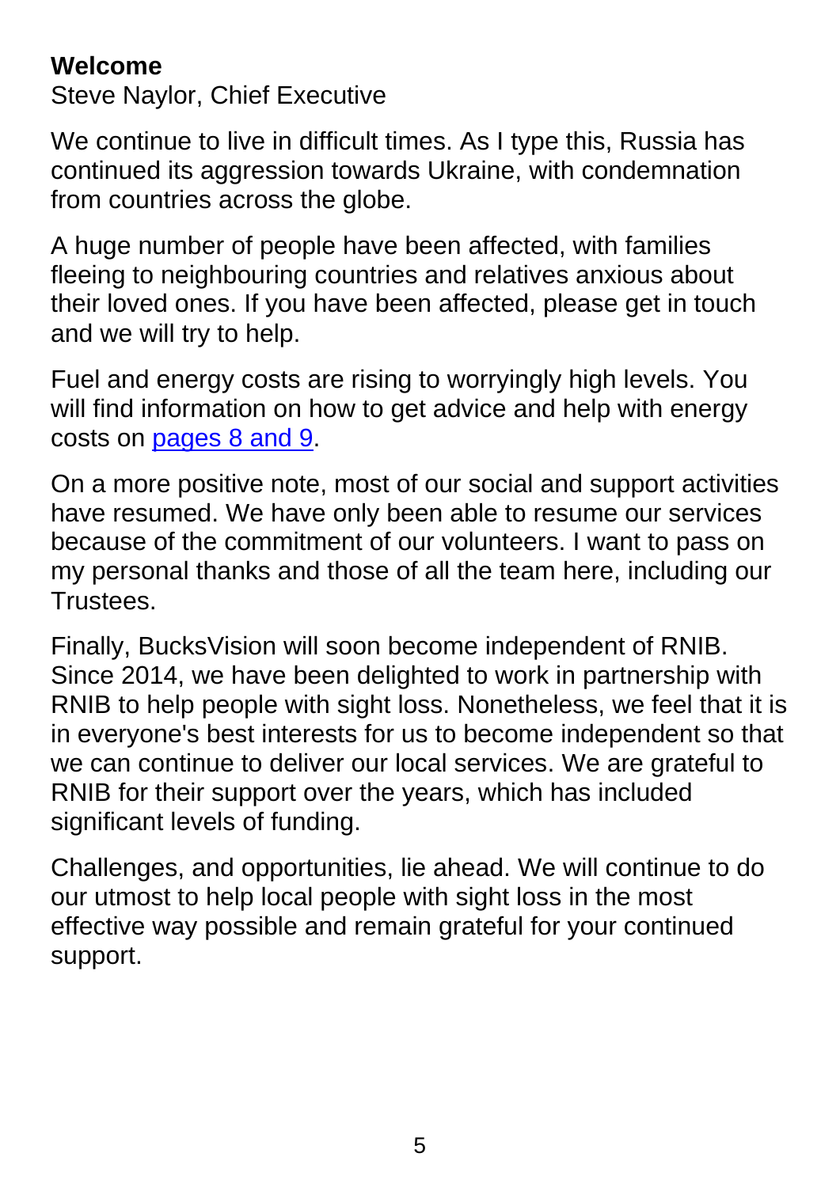## Welcome

Steve Naylor, Chief Executive

We continue to live in difficult times. As I type this, Russia has continued its aggression towards Ukraine, with condemnation from countries across the globe.

A huge number of people have been affected, with families fleeing to neighbouring countries and relatives anxious about their loved ones. If you have been affected, please get in touch and we will try to help.

Fuel and energy costs are rising to worryingly high levels. You will find information on how to get advice and help with energy costs on pages 8 and 9.

On a more positive note, most of our social and support activities have resumed. We have only been able to resume our services because of the commitment of our volunteers. I want to pass on my personal thanks and those of all the team here, including our Trustees.

Finally, BucksVision will soon become independent of RNIB. Since 2014, we have been delighted to work in partnership with RNIB to help people with sight loss. Nonetheless, we feel that it is in everyone's best interests for us to become independent so that we can continue to deliver our local services. We are grateful to RNIB for their support over the years, which has included significant levels of funding.

Challenges, and opportunities, lie ahead. We will continue to do our utmost to help local people with sight loss in the most effective way possible and remain grateful for your continued support.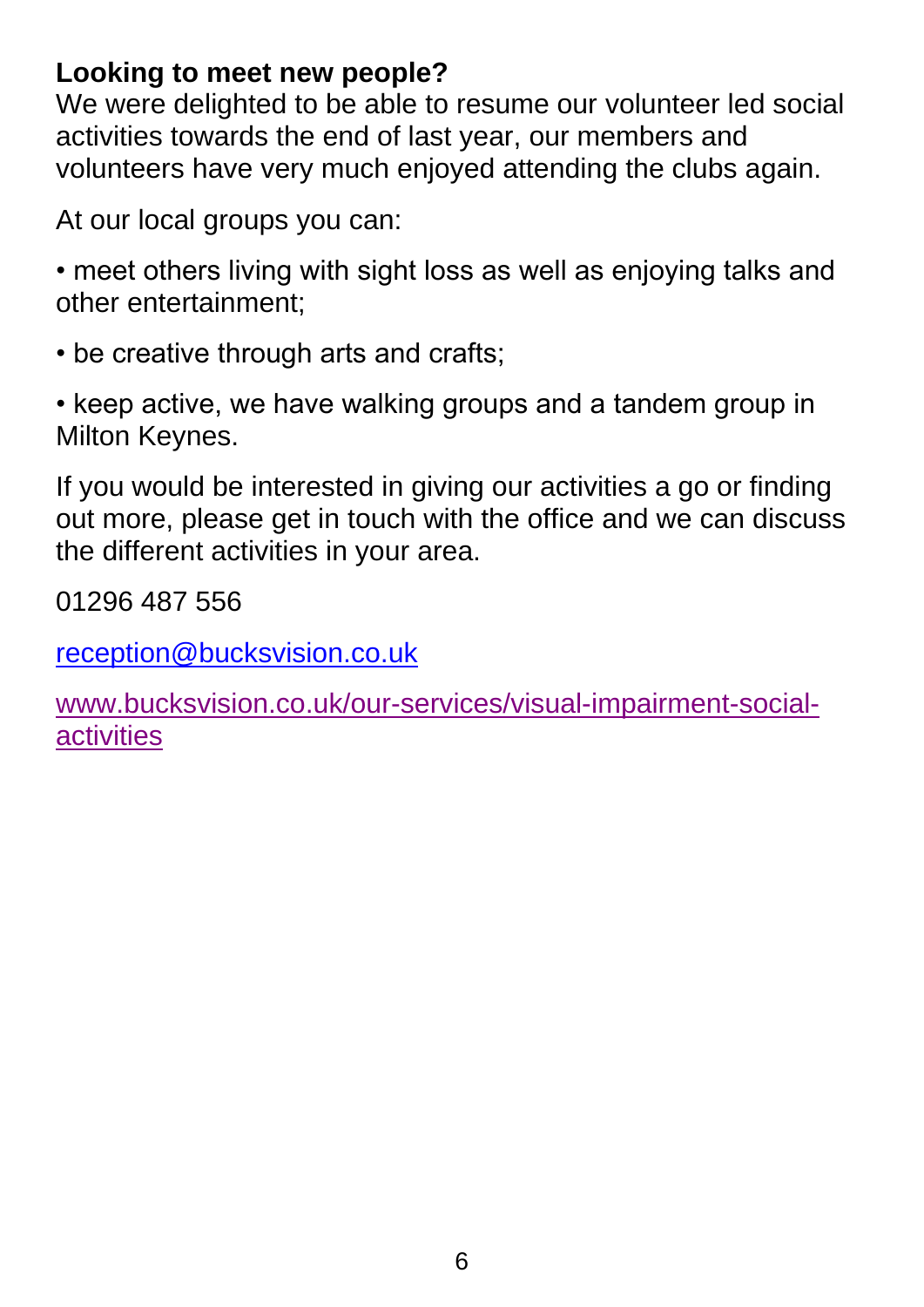**Looking to meet new people?**
We were delighted to be able to resume our volunteer led social activities towards the end of last year, our members and volunteers have very much enjoyed attending the clubs again.

At our local groups you can:

- meet others living with sight loss as well as enjoying talks and other entertainment;
- be creative through arts and crafts;
- keep active, we have walking groups and a tandem group in Milton Keynes.

If you would be interested in giving our activities a go or finding out more, please get in touch with the office and we can discuss the different activities in your area.

01296 487 556

reception@bucksvision.co.uk

www.bucksvision.co.uk/our-services/visual-impairment-social-activities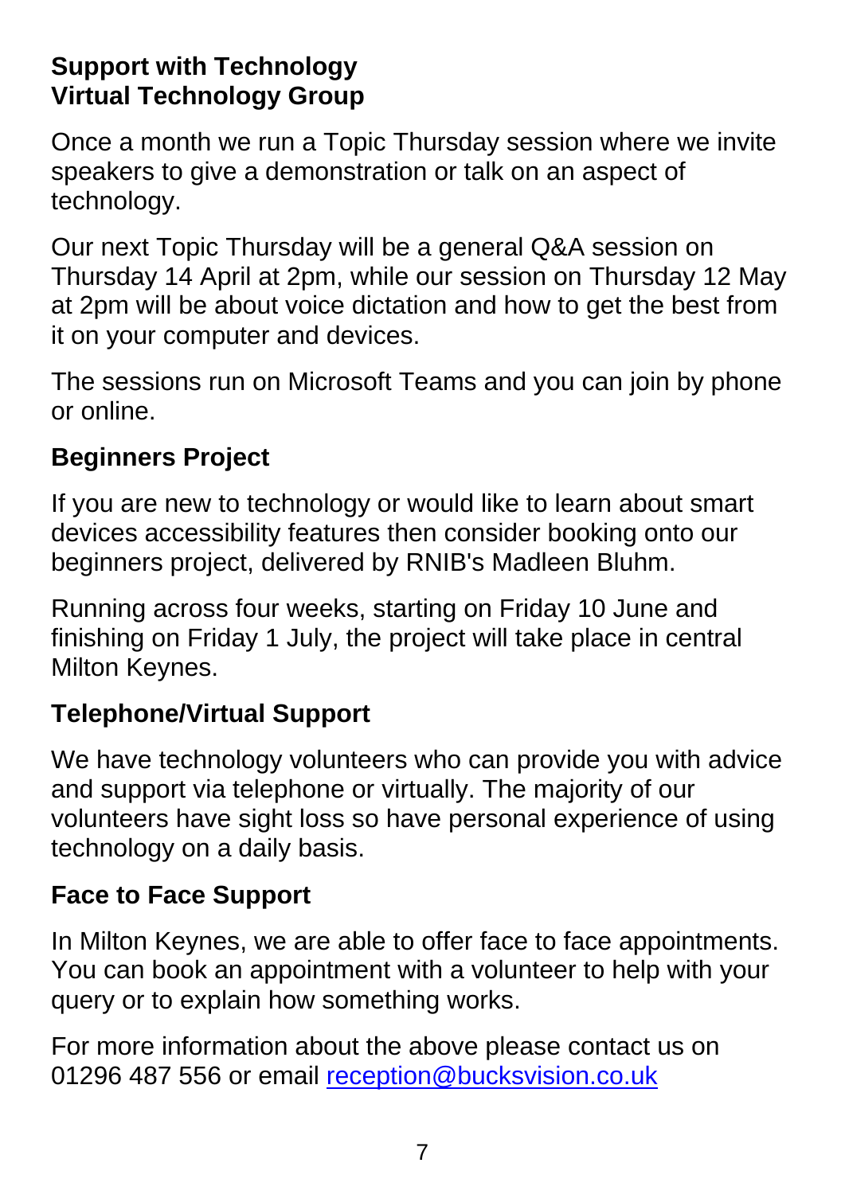## Support with Technology
## Virtual Technology Group

Once a month we run a Topic Thursday session where we invite speakers to give a demonstration or talk on an aspect of technology.

Our next Topic Thursday will be a general Q&A session on Thursday 14 April at 2pm, while our session on Thursday 12 May at 2pm will be about voice dictation and how to get the best from it on your computer and devices.

The sessions run on Microsoft Teams and you can join by phone or online.

## Beginners Project

If you are new to technology or would like to learn about smart devices accessibility features then consider booking onto our beginners project, delivered by RNIB's Madleen Bluhm.

Running across four weeks, starting on Friday 10 June and finishing on Friday 1 July, the project will take place in central Milton Keynes.

## Telephone/Virtual Support

We have technology volunteers who can provide you with advice and support via telephone or virtually. The majority of our volunteers have sight loss so have personal experience of using technology on a daily basis.

## Face to Face Support

In Milton Keynes, we are able to offer face to face appointments. You can book an appointment with a volunteer to help with your query or to explain how something works.

For more information about the above please contact us on 01296 487 556 or email [reception@bucksvision.co.uk](mailto:reception@bucksvision.co.uk)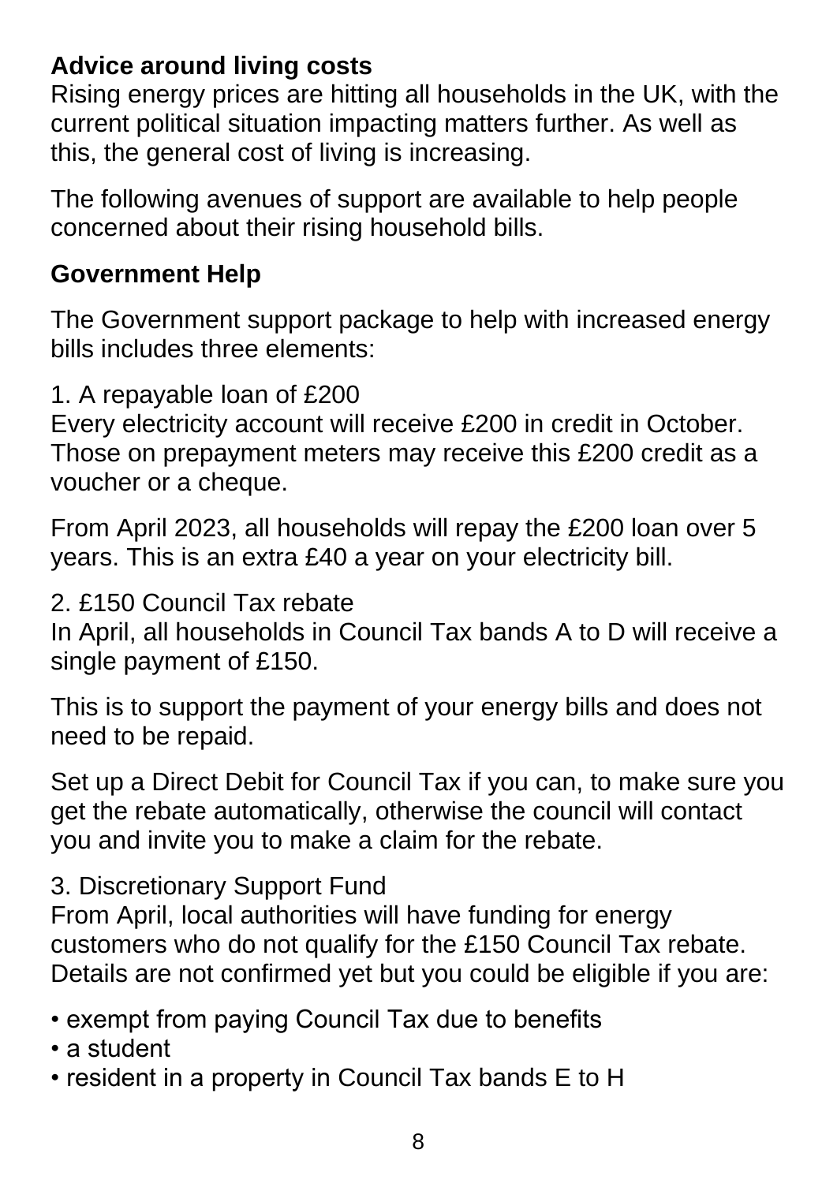**Advice around living costs**

Rising energy prices are hitting all households in the UK, with the current political situation impacting matters further. As well as this, the general cost of living is increasing.

The following avenues of support are available to help people concerned about their rising household bills.

**Government Help**

The Government support package to help with increased energy bills includes three elements:

1. A repayable loan of £200
Every electricity account will receive £200 in credit in October. Those on prepayment meters may receive this £200 credit as a voucher or a cheque.

From April 2023, all households will repay the £200 loan over 5 years. This is an extra £40 a year on your electricity bill.

2. £150 Council Tax rebate
In April, all households in Council Tax bands A to D will receive a single payment of £150.

This is to support the payment of your energy bills and does not need to be repaid.

Set up a Direct Debit for Council Tax if you can, to make sure you get the rebate automatically, otherwise the council will contact you and invite you to make a claim for the rebate.

3. Discretionary Support Fund
From April, local authorities will have funding for energy customers who do not qualify for the £150 Council Tax rebate. Details are not confirmed yet but you could be eligible if you are:

- exempt from paying Council Tax due to benefits
- a student
- resident in a property in Council Tax bands E to H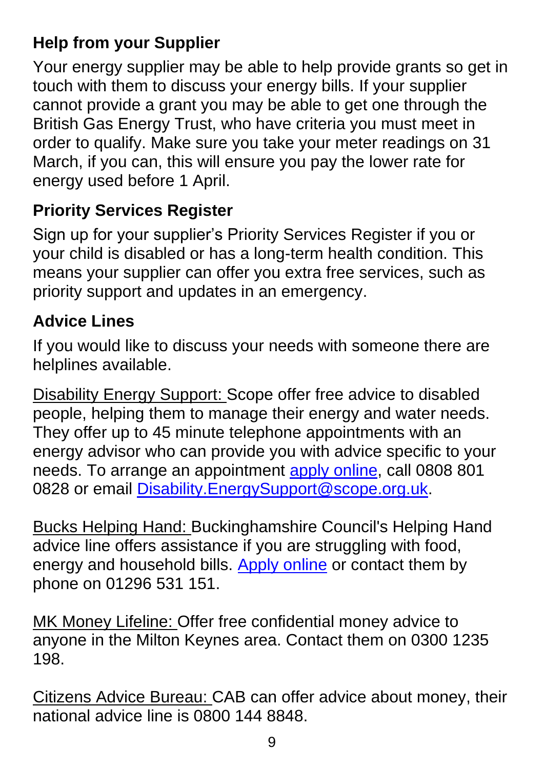## Help from your Supplier

Your energy supplier may be able to help provide grants so get in touch with them to discuss your energy bills. If your supplier cannot provide a grant you may be able to get one through the British Gas Energy Trust, who have criteria you must meet in order to qualify. Make sure you take your meter readings on 31 March, if you can, this will ensure you pay the lower rate for energy used before 1 April.

## Priority Services Register

Sign up for your supplier's Priority Services Register if you or your child is disabled or has a long-term health condition. This means your supplier can offer you extra free services, such as priority support and updates in an emergency.

## Advice Lines

If you would like to discuss your needs with someone there are helplines available.

Disability Energy Support: Scope offer free advice to disabled people, helping them to manage their energy and water needs. They offer up to 45 minute telephone appointments with an energy advisor who can provide you with advice specific to your needs. To arrange an appointment apply online, call 0808 801 0828 or email Disability.EnergySupport@scope.org.uk.

Bucks Helping Hand: Buckinghamshire Council's Helping Hand advice line offers assistance if you are struggling with food, energy and household bills. Apply online or contact them by phone on 01296 531 151.

MK Money Lifeline: Offer free confidential money advice to anyone in the Milton Keynes area. Contact them on 0300 1235 198.

Citizens Advice Bureau: CAB can offer advice about money, their national advice line is 0800 144 8848.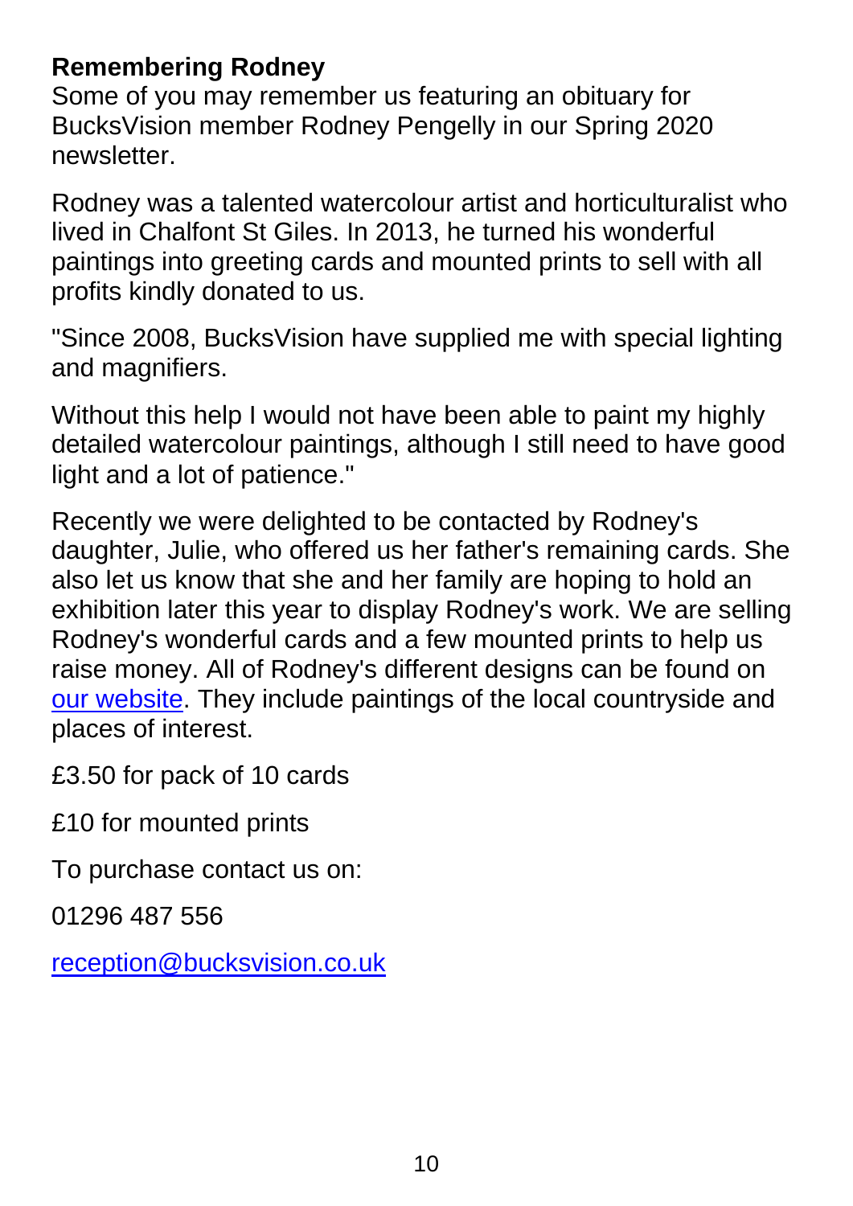## Remembering Rodney

Some of you may remember us featuring an obituary for BucksVision member Rodney Pengelly in our Spring 2020 newsletter.

Rodney was a talented watercolour artist and horticulturalist who lived in Chalfont St Giles. In 2013, he turned his wonderful paintings into greeting cards and mounted prints to sell with all profits kindly donated to us.

"Since 2008, BucksVision have supplied me with special lighting and magnifiers.

Without this help I would not have been able to paint my highly detailed watercolour paintings, although I still need to have good light and a lot of patience."

Recently we were delighted to be contacted by Rodney's daughter, Julie, who offered us her father's remaining cards. She also let us know that she and her family are hoping to hold an exhibition later this year to display Rodney's work. We are selling Rodney's wonderful cards and a few mounted prints to help us raise money. All of Rodney's different designs can be found on our website. They include paintings of the local countryside and places of interest.

£3.50 for pack of 10 cards

£10 for mounted prints

To purchase contact us on:

01296 487 556

reception@bucksvision.co.uk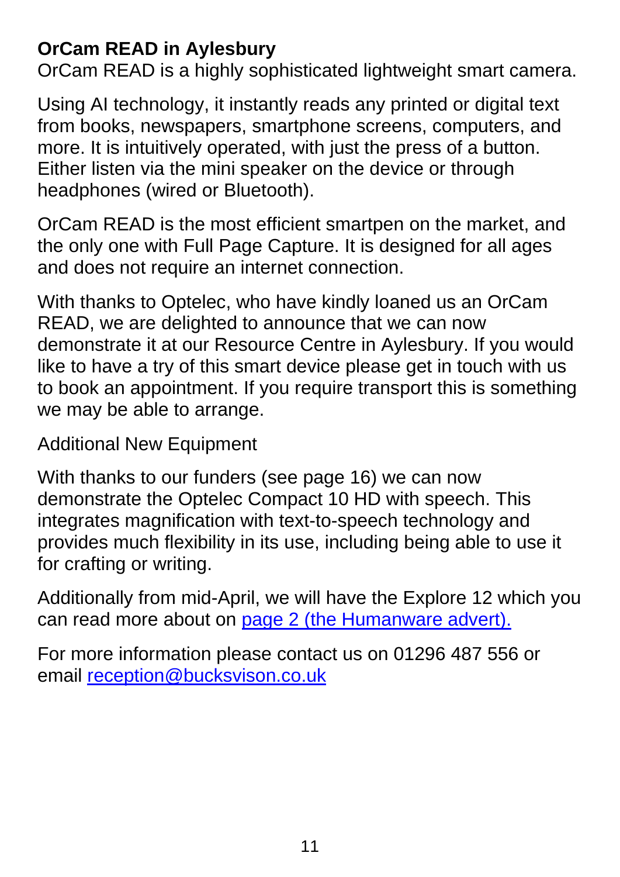**OrCam READ in Aylesbury**

OrCam READ is a highly sophisticated lightweight smart camera.

Using AI technology, it instantly reads any printed or digital text from books, newspapers, smartphone screens, computers, and more. It is intuitively operated, with just the press of a button. Either listen via the mini speaker on the device or through headphones (wired or Bluetooth).

OrCam READ is the most efficient smartpen on the market, and the only one with Full Page Capture. It is designed for all ages and does not require an internet connection.

With thanks to Optelec, who have kindly loaned us an OrCam READ, we are delighted to announce that we can now demonstrate it at our Resource Centre in Aylesbury. If you would like to have a try of this smart device please get in touch with us to book an appointment. If you require transport this is something we may be able to arrange.

Additional New Equipment

With thanks to our funders (see page 16) we can now demonstrate the Optelec Compact 10 HD with speech. This integrates magnification with text-to-speech technology and provides much flexibility in its use, including being able to use it for crafting or writing.

Additionally from mid-April, we will have the Explore 12 which you can read more about on [page 2 (the Humanware advert).]()

For more information please contact us on 01296 487 556 or email [reception@bucksvison.co.uk](mailto:reception@bucksvison.co.uk)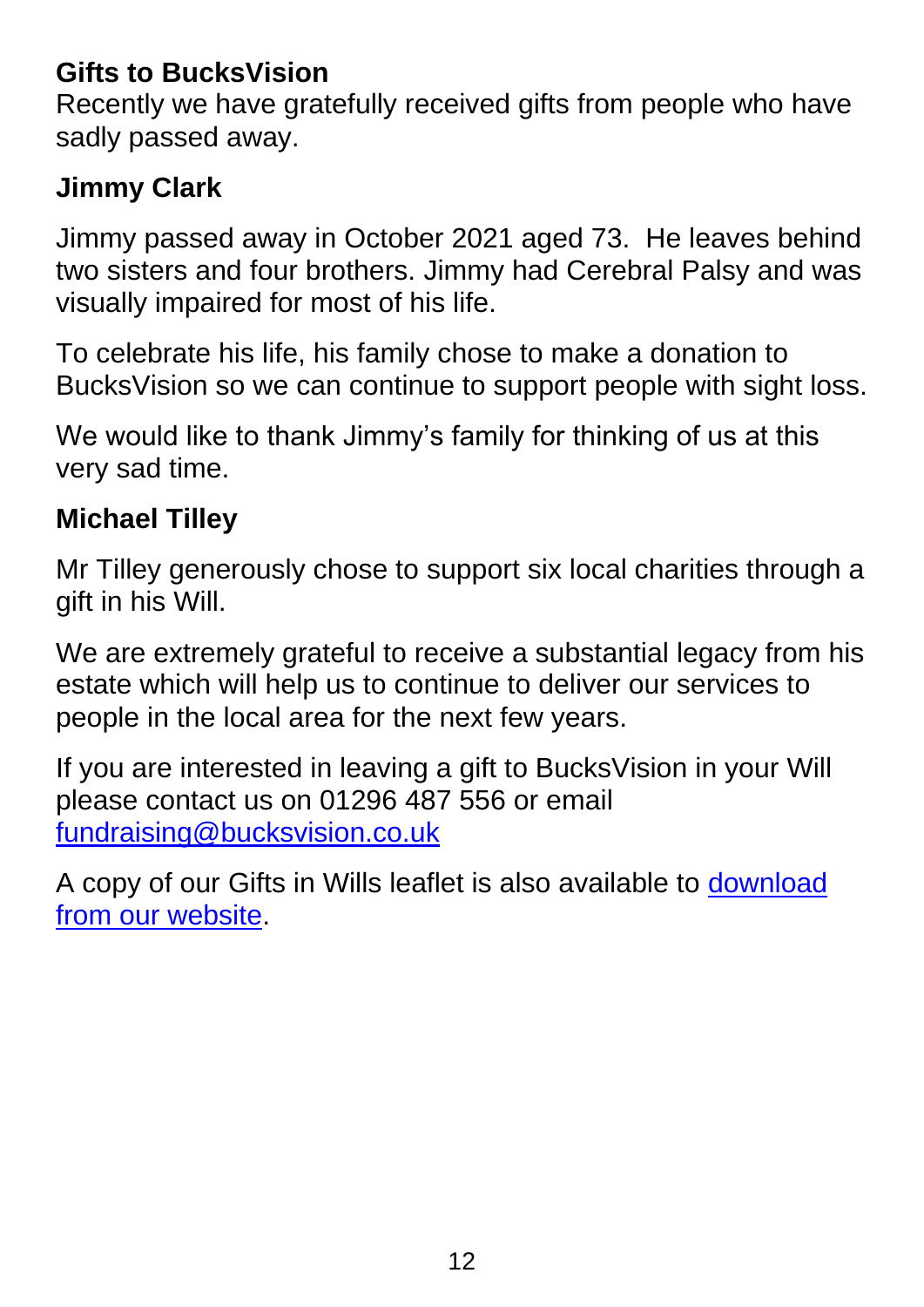## Gifts to BucksVision

Recently we have gratefully received gifts from people who have sadly passed away.

### Jimmy Clark

Jimmy passed away in October 2021 aged 73. He leaves behind two sisters and four brothers. Jimmy had Cerebral Palsy and was visually impaired for most of his life.

To celebrate his life, his family chose to make a donation to BucksVision so we can continue to support people with sight loss.

We would like to thank Jimmy's family for thinking of us at this very sad time.

### Michael Tilley

Mr Tilley generously chose to support six local charities through a gift in his Will.

We are extremely grateful to receive a substantial legacy from his estate which will help us to continue to deliver our services to people in the local area for the next few years.

If you are interested in leaving a gift to BucksVision in your Will please contact us on 01296 487 556 or email fundraising@bucksvision.co.uk

A copy of our Gifts in Wills leaflet is also available to download from our website.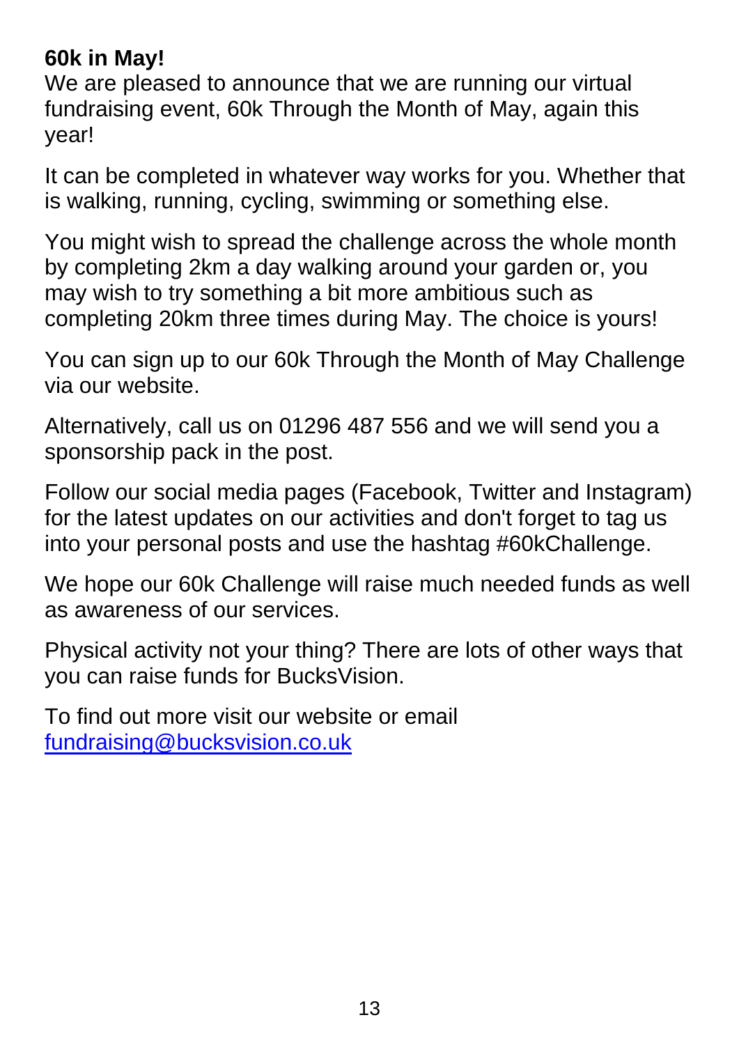**60k in May!**
We are pleased to announce that we are running our virtual fundraising event, 60k Through the Month of May, again this year!

It can be completed in whatever way works for you. Whether that is walking, running, cycling, swimming or something else.

You might wish to spread the challenge across the whole month by completing 2km a day walking around your garden or, you may wish to try something a bit more ambitious such as completing 20km three times during May. The choice is yours!

You can sign up to our 60k Through the Month of May Challenge via our website.

Alternatively, call us on 01296 487 556 and we will send you a sponsorship pack in the post.

Follow our social media pages (Facebook, Twitter and Instagram) for the latest updates on our activities and don't forget to tag us into your personal posts and use the hashtag #60kChallenge.

We hope our 60k Challenge will raise much needed funds as well as awareness of our services.

Physical activity not your thing? There are lots of other ways that you can raise funds for BucksVision.

To find out more visit our website or email [fundraising@bucksvision.co.uk](mailto:fundraising@bucksvision.co.uk)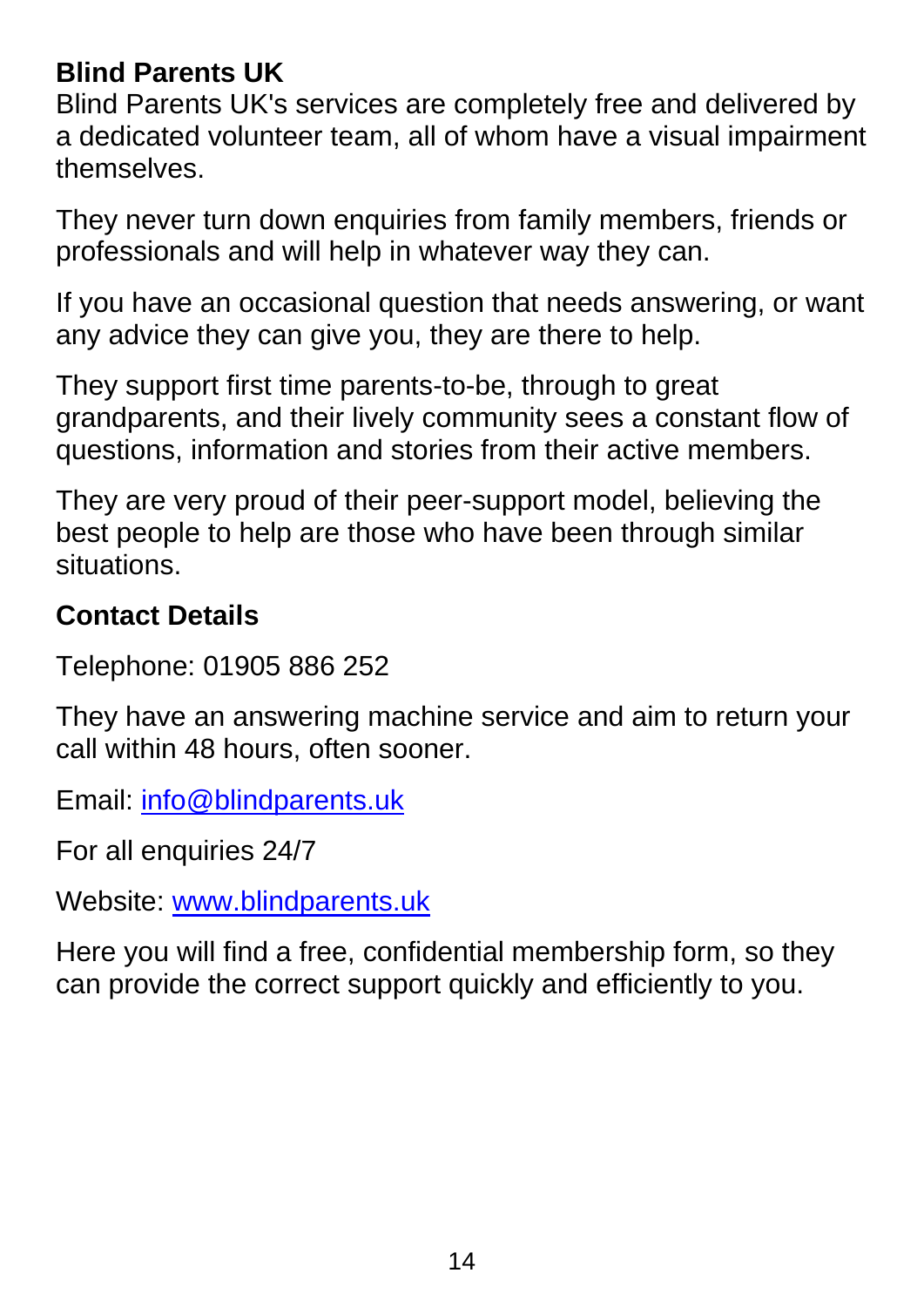**Blind Parents UK**

Blind Parents UK's services are completely free and delivered by a dedicated volunteer team, all of whom have a visual impairment themselves.

They never turn down enquiries from family members, friends or professionals and will help in whatever way they can.

If you have an occasional question that needs answering, or want any advice they can give you, they are there to help.

They support first time parents-to-be, through to great grandparents, and their lively community sees a constant flow of questions, information and stories from their active members.

They are very proud of their peer-support model, believing the best people to help are those who have been through similar situations.

**Contact Details**

Telephone: 01905 886 252

They have an answering machine service and aim to return your call within 48 hours, often sooner.

Email: [info@blindparents.uk](mailto:info@blindparents.uk)

For all enquiries 24/7

Website: [www.blindparents.uk](http://www.blindparents.uk)

Here you will find a free, confidential membership form, so they can provide the correct support quickly and efficiently to you.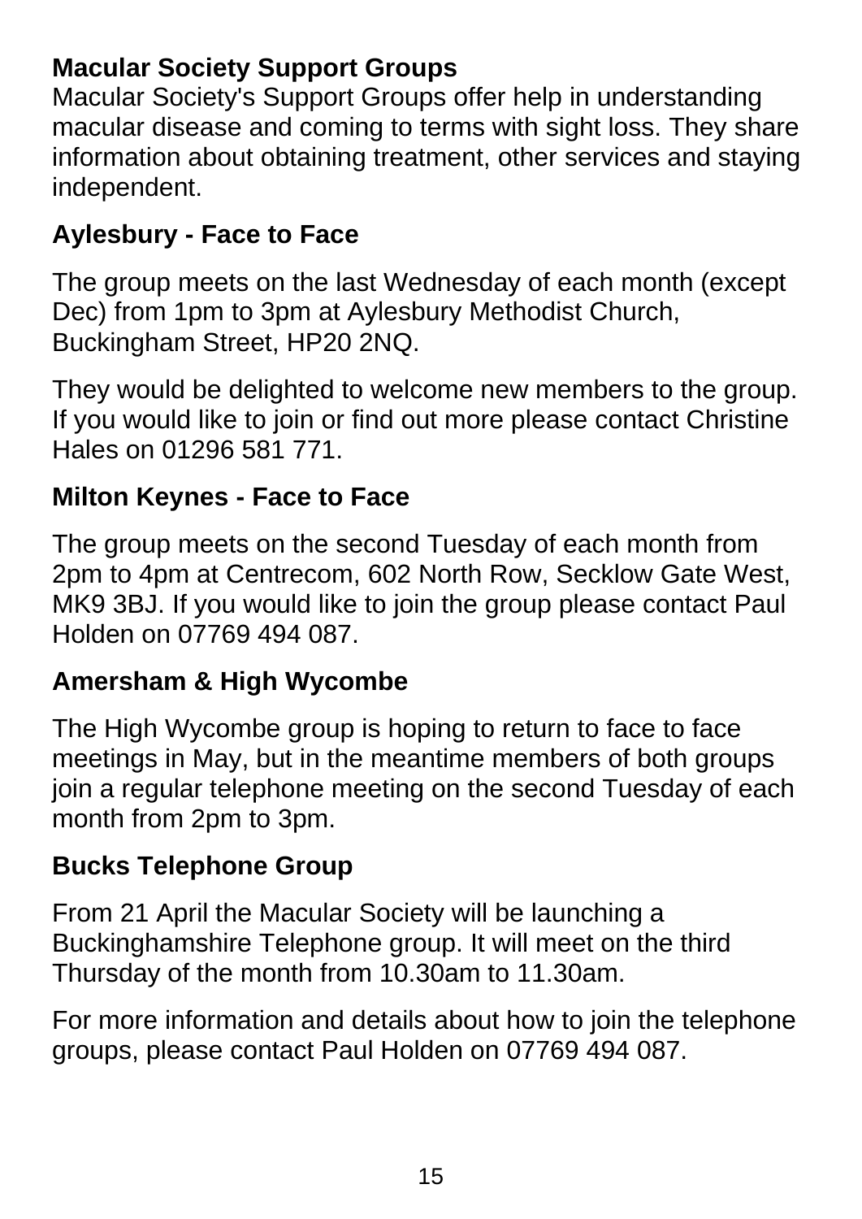## Macular Society Support Groups

Macular Society's Support Groups offer help in understanding macular disease and coming to terms with sight loss. They share information about obtaining treatment, other services and staying independent.

### Aylesbury - Face to Face

The group meets on the last Wednesday of each month (except Dec) from 1pm to 3pm at Aylesbury Methodist Church, Buckingham Street, HP20 2NQ.

They would be delighted to welcome new members to the group. If you would like to join or find out more please contact Christine Hales on 01296 581 771.

### Milton Keynes - Face to Face

The group meets on the second Tuesday of each month from 2pm to 4pm at Centrecom, 602 North Row, Secklow Gate West, MK9 3BJ. If you would like to join the group please contact Paul Holden on 07769 494 087.

### Amersham & High Wycombe

The High Wycombe group is hoping to return to face to face meetings in May, but in the meantime members of both groups join a regular telephone meeting on the second Tuesday of each month from 2pm to 3pm.

### Bucks Telephone Group

From 21 April the Macular Society will be launching a Buckinghamshire Telephone group. It will meet on the third Thursday of the month from 10.30am to 11.30am.

For more information and details about how to join the telephone groups, please contact Paul Holden on 07769 494 087.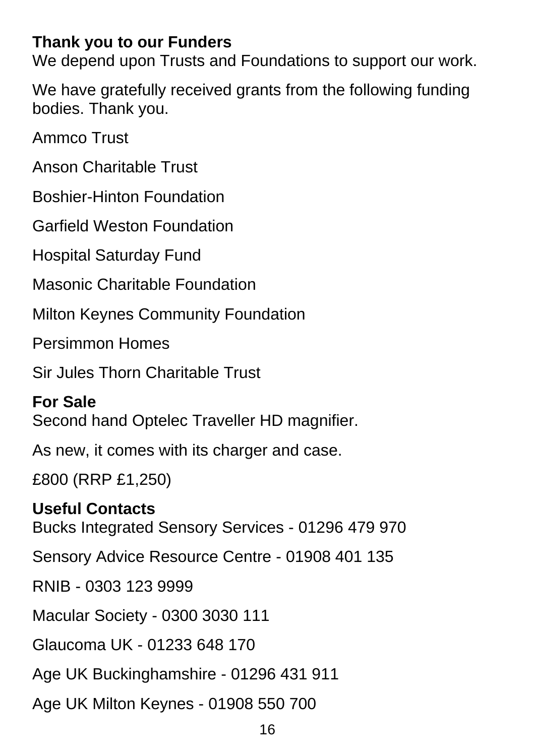**Thank you to our Funders**

We depend upon Trusts and Foundations to support our work.

We have gratefully received grants from the following funding bodies. Thank you.

Ammco Trust

Anson Charitable Trust

Boshier-Hinton Foundation

Garfield Weston Foundation

Hospital Saturday Fund

Masonic Charitable Foundation

Milton Keynes Community Foundation

Persimmon Homes

Sir Jules Thorn Charitable Trust

**For Sale**

Second hand Optelec Traveller HD magnifier.

As new, it comes with its charger and case.

£800 (RRP £1,250)

**Useful Contacts**

Bucks Integrated Sensory Services - 01296 479 970

Sensory Advice Resource Centre - 01908 401 135

RNIB - 0303 123 9999

Macular Society - 0300 3030 111

Glaucoma UK - 01233 648 170

Age UK Buckinghamshire - 01296 431 911

Age UK Milton Keynes - 01908 550 700